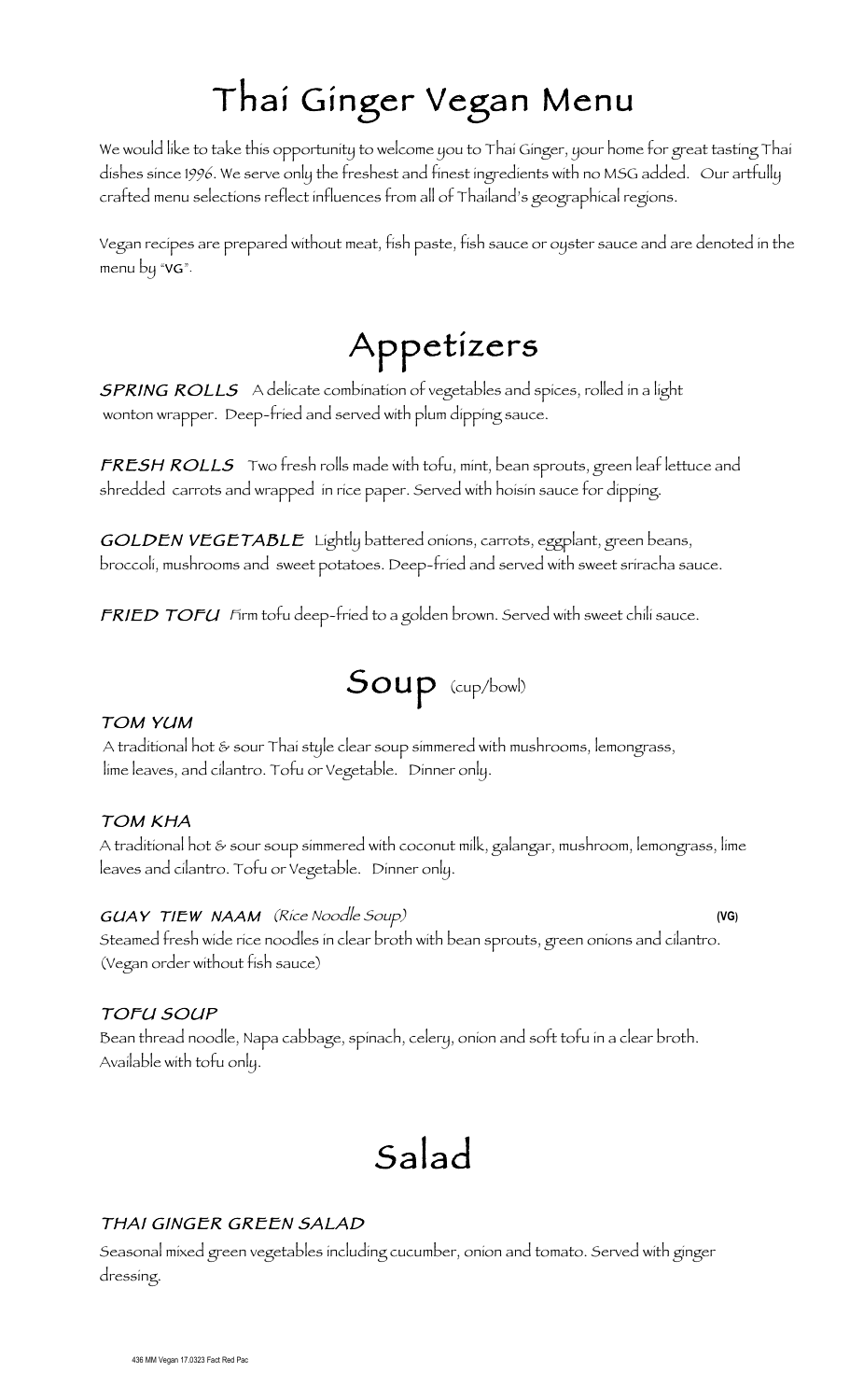# Thai Ginger Vegan Menu

We would like to take this opportunity to welcome you to Thai Ginger, your home for great tasting Thai dishes since 1996. We serve only the freshest and finest ingredients with no MSG added. Our artfully crafted menu selections reflect influences from all of Thailand's geographical regions.

Vegan recipes are prepared without meat, fish paste, fish sauce or oyster sauce and are denoted in the menu by "VG".

# Appetizers

***SPRING ROLLS*** A delicate combination of vegetables and spices, rolled in a light wonton wrapper. Deep-fried and served with plum dipping sauce.

***FRESH ROLLS*** Two fresh rolls made with tofu, mint, bean sprouts, green leaf lettuce and shredded carrots and wrapped in rice paper. Served with hoisin sauce for dipping.

***GOLDEN VEGETABLE*** Lightly battered onions, carrots, eggplant, green beans, broccoli, mushrooms and sweet potatoes. Deep-fried and served with sweet sriracha sauce.

***FRIED TOFU*** Firm tofu deep-fried to a golden brown. Served with sweet chili sauce.

# Soup (cup/bowl)

***TOM YUM***

A traditional hot & sour Thai style clear soup simmered with mushrooms, lemongrass, lime leaves, and cilantro. Tofu or Vegetable. Dinner only.

***TOM KHA***

A traditional hot & sour soup simmered with coconut milk, galangar, mushroom, lemongrass, lime leaves and cilantro. Tofu or Vegetable. Dinner only.

***GUAY TIEW NAAM*** *(Rice Noodle Soup)* **(VG)**

Steamed fresh wide rice noodles in clear broth with bean sprouts, green onions and cilantro. (Vegan order without fish sauce)

***TOFU SOUP***

Bean thread noodle, Napa cabbage, spinach, celery, onion and soft tofu in a clear broth. Available with tofu only.

# Salad

***THAI GINGER GREEN SALAD***

Seasonal mixed green vegetables including cucumber, onion and tomato. Served with ginger dressing.

436 MM Vegan 17.0323 Fact Red Pac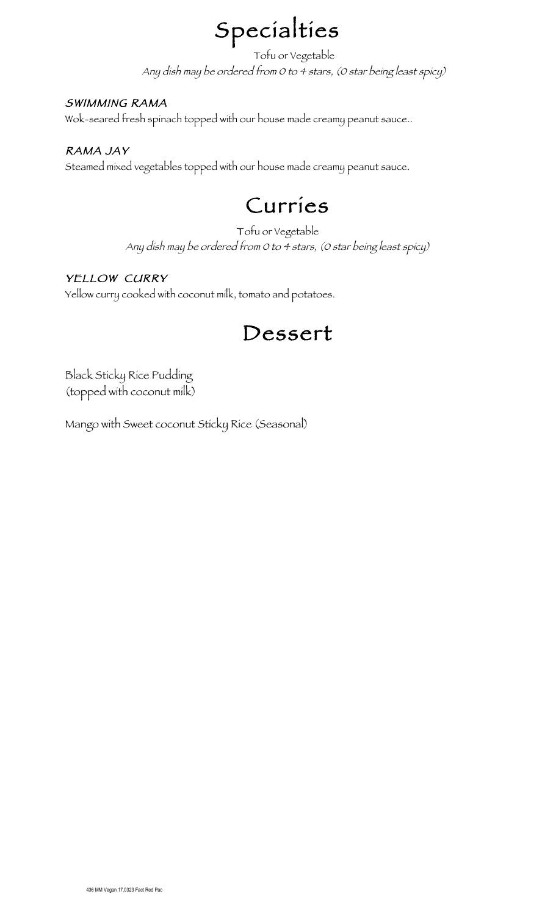# Specialties

Tofu or Vegetable

*Any dish may be ordered from 0 to 4 stars, (0 star being least spicy)*

### *SWIMMING RAMA*

Wok-seared fresh spinach topped with our house made creamy peanut sauce..

### *RAMA JAY*

Steamed mixed vegetables topped with our house made creamy peanut sauce.

# Curries

Tofu or Vegetable

*Any dish may be ordered from 0 to 4 stars, (0 star being least spicy)*

### *YELLOW CURRY*

Yellow curry cooked with coconut milk, tomato and potatoes.

# Dessert

Black Sticky Rice Pudding
(topped with coconut milk)

Mango with Sweet coconut Sticky Rice (Seasonal)

436 MM Vegan 17.0323 Fact Red Pac